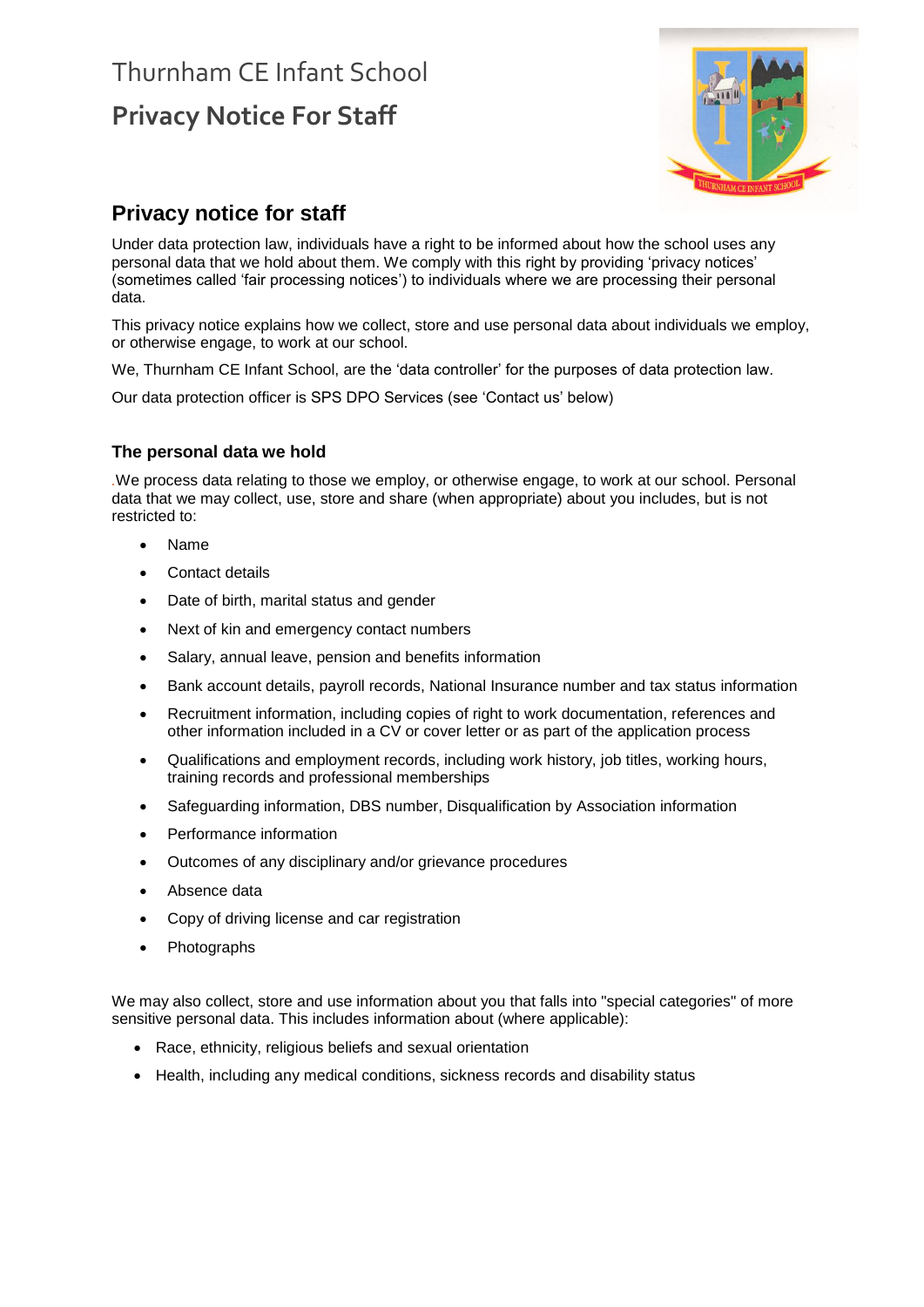# Thurnham CE Infant School

# Privacy Notice For Staff

## Privacy notice for staff

Under data protection law, individuals have a right to be informed about how the school uses any personal data that we hold about them. We comply with this right by providing 'privacy notices' (sometimes called 'fair processing notices') to individuals where we are processing their personal data.

This privacy notice explains how we collect, store and use personal data about individuals we employ, or otherwise engage, to work at our school.

We, Thurnham CE Infant School, are the 'data controller' for the purposes of data protection law.

Our data protection officer is SPS DPO Services (see 'Contact us' below)

### The personal data we hold

We process data relating to those we employ, or otherwise engage, to work at our school. Personal data that we may collect, use, store and share (when appropriate) about you includes, but is not restricted to:

- Name
- Contact details
- Date of birth, marital status and gender
- Next of kin and emergency contact numbers
- Salary, annual leave, pension and benefits information
- Bank account details, payroll records, National Insurance number and tax status information
- Recruitment information, including copies of right to work documentation, references and other information included in a CV or cover letter or as part of the application process
- Qualifications and employment records, including work history, job titles, working hours, training records and professional memberships
- Safeguarding information, DBS number, Disqualification by Association information
- Performance information
- Outcomes of any disciplinary and/or grievance procedures
- Absence data
- Copy of driving license and car registration
- Photographs

We may also collect, store and use information about you that falls into "special categories" of more sensitive personal data. This includes information about (where applicable):

- Race, ethnicity, religious beliefs and sexual orientation
- Health, including any medical conditions, sickness records and disability status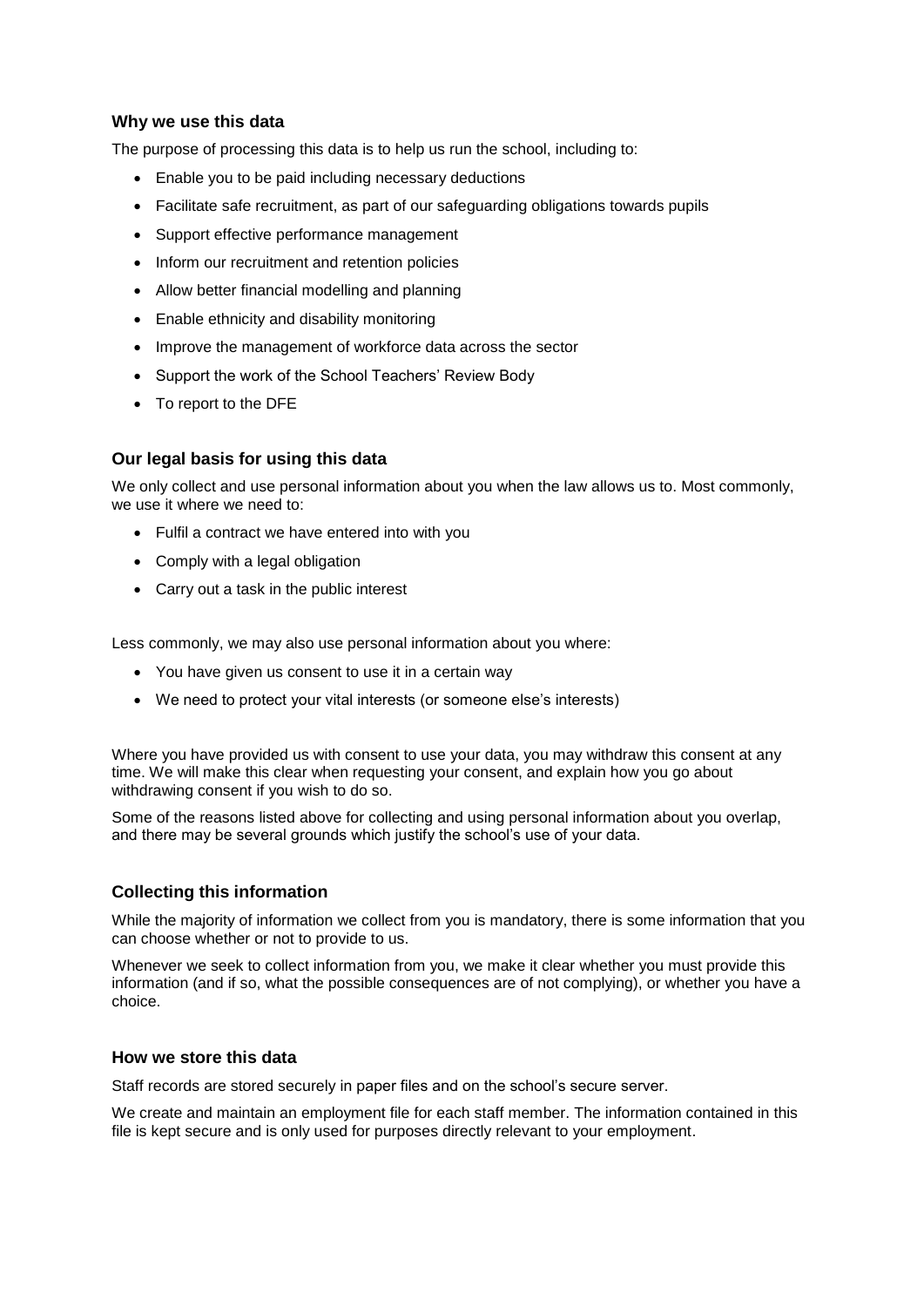### Why we use this data

The purpose of processing this data is to help us run the school, including to:

- Enable you to be paid including necessary deductions
- Facilitate safe recruitment, as part of our safeguarding obligations towards pupils
- Support effective performance management
- Inform our recruitment and retention policies
- Allow better financial modelling and planning
- Enable ethnicity and disability monitoring
- Improve the management of workforce data across the sector
- Support the work of the School Teachers' Review Body
- To report to the DFE

### Our legal basis for using this data

We only collect and use personal information about you when the law allows us to. Most commonly, we use it where we need to:

- Fulfil a contract we have entered into with you
- Comply with a legal obligation
- Carry out a task in the public interest

Less commonly, we may also use personal information about you where:

- You have given us consent to use it in a certain way
- We need to protect your vital interests (or someone else's interests)

Where you have provided us with consent to use your data, you may withdraw this consent at any time. We will make this clear when requesting your consent, and explain how you go about withdrawing consent if you wish to do so.

Some of the reasons listed above for collecting and using personal information about you overlap, and there may be several grounds which justify the school's use of your data.

### Collecting this information

While the majority of information we collect from you is mandatory, there is some information that you can choose whether or not to provide to us.

Whenever we seek to collect information from you, we make it clear whether you must provide this information (and if so, what the possible consequences are of not complying), or whether you have a choice.

### How we store this data

Staff records are stored securely in paper files and on the school's secure server.

We create and maintain an employment file for each staff member. The information contained in this file is kept secure and is only used for purposes directly relevant to your employment.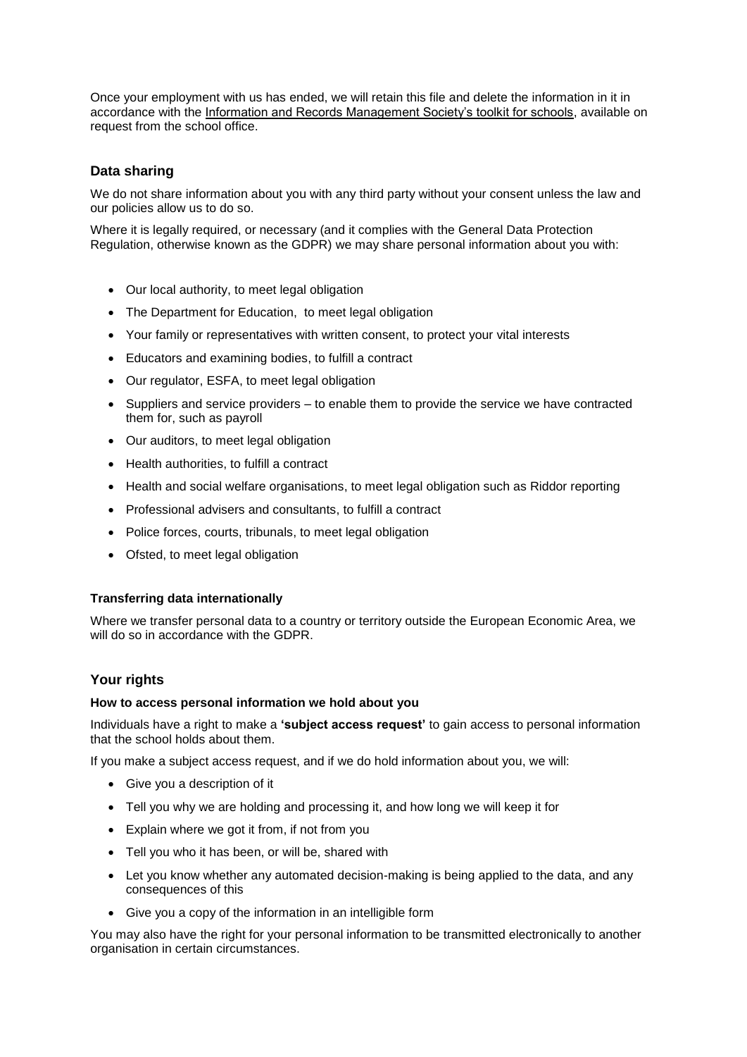Once your employment with us has ended, we will retain this file and delete the information in it in accordance with the Information and Records Management Society's toolkit for schools, available on request from the school office.

## Data sharing

We do not share information about you with any third party without your consent unless the law and our policies allow us to do so.

Where it is legally required, or necessary (and it complies with the General Data Protection Regulation, otherwise known as the GDPR) we may share personal information about you with:

- Our local authority, to meet legal obligation
- The Department for Education, to meet legal obligation
- Your family or representatives with written consent, to protect your vital interests
- Educators and examining bodies, to fulfill a contract
- Our regulator, ESFA, to meet legal obligation
- Suppliers and service providers – to enable them to provide the service we have contracted them for, such as payroll
- Our auditors, to meet legal obligation
- Health authorities, to fulfill a contract
- Health and social welfare organisations, to meet legal obligation such as Riddor reporting
- Professional advisers and consultants, to fulfill a contract
- Police forces, courts, tribunals, to meet legal obligation
- Ofsted, to meet legal obligation

### Transferring data internationally

Where we transfer personal data to a country or territory outside the European Economic Area, we will do so in accordance with the GDPR.

## Your rights

### How to access personal information we hold about you

Individuals have a right to make a **'subject access request'** to gain access to personal information that the school holds about them.

If you make a subject access request, and if we do hold information about you, we will:

- Give you a description of it
- Tell you why we are holding and processing it, and how long we will keep it for
- Explain where we got it from, if not from you
- Tell you who it has been, or will be, shared with
- Let you know whether any automated decision-making is being applied to the data, and any consequences of this
- Give you a copy of the information in an intelligible form

You may also have the right for your personal information to be transmitted electronically to another organisation in certain circumstances.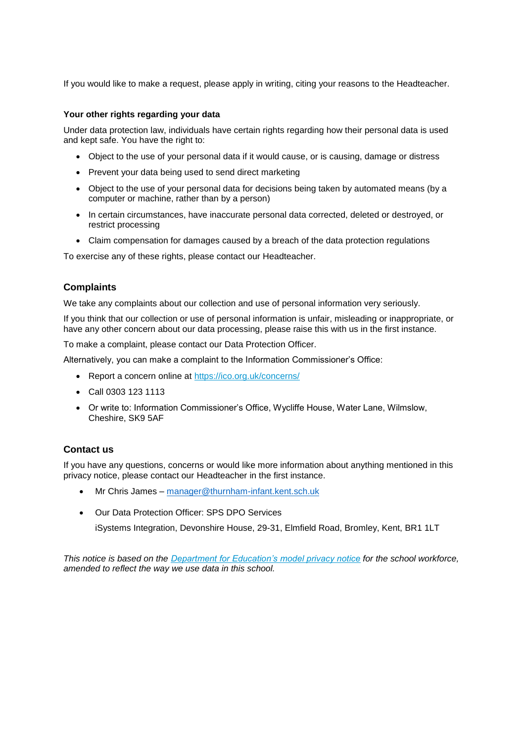If you would like to make a request, please apply in writing, citing your reasons to the Headteacher.

#### Your other rights regarding your data

Under data protection law, individuals have certain rights regarding how their personal data is used and kept safe. You have the right to:

- Object to the use of your personal data if it would cause, or is causing, damage or distress
- Prevent your data being used to send direct marketing
- Object to the use of your personal data for decisions being taken by automated means (by a computer or machine, rather than by a person)
- In certain circumstances, have inaccurate personal data corrected, deleted or destroyed, or restrict processing
- Claim compensation for damages caused by a breach of the data protection regulations

To exercise any of these rights, please contact our Headteacher.

### Complaints

We take any complaints about our collection and use of personal information very seriously.

If you think that our collection or use of personal information is unfair, misleading or inappropriate, or have any other concern about our data processing, please raise this with us in the first instance.

To make a complaint, please contact our Data Protection Officer.

Alternatively, you can make a complaint to the Information Commissioner's Office:

- Report a concern online at https://ico.org.uk/concerns/
- Call 0303 123 1113
- Or write to: Information Commissioner's Office, Wycliffe House, Water Lane, Wilmslow, Cheshire, SK9 5AF

### Contact us

If you have any questions, concerns or would like more information about anything mentioned in this privacy notice, please contact our Headteacher in the first instance.

- Mr Chris James – manager@thurnham-infant.kent.sch.uk
- Our Data Protection Officer: SPS DPO Services

  iSystems Integration, Devonshire House, 29-31, Elmfield Road, Bromley, Kent, BR1 1LT

*This notice is based on the Department for Education's model privacy notice for the school workforce, amended to reflect the way we use data in this school.*